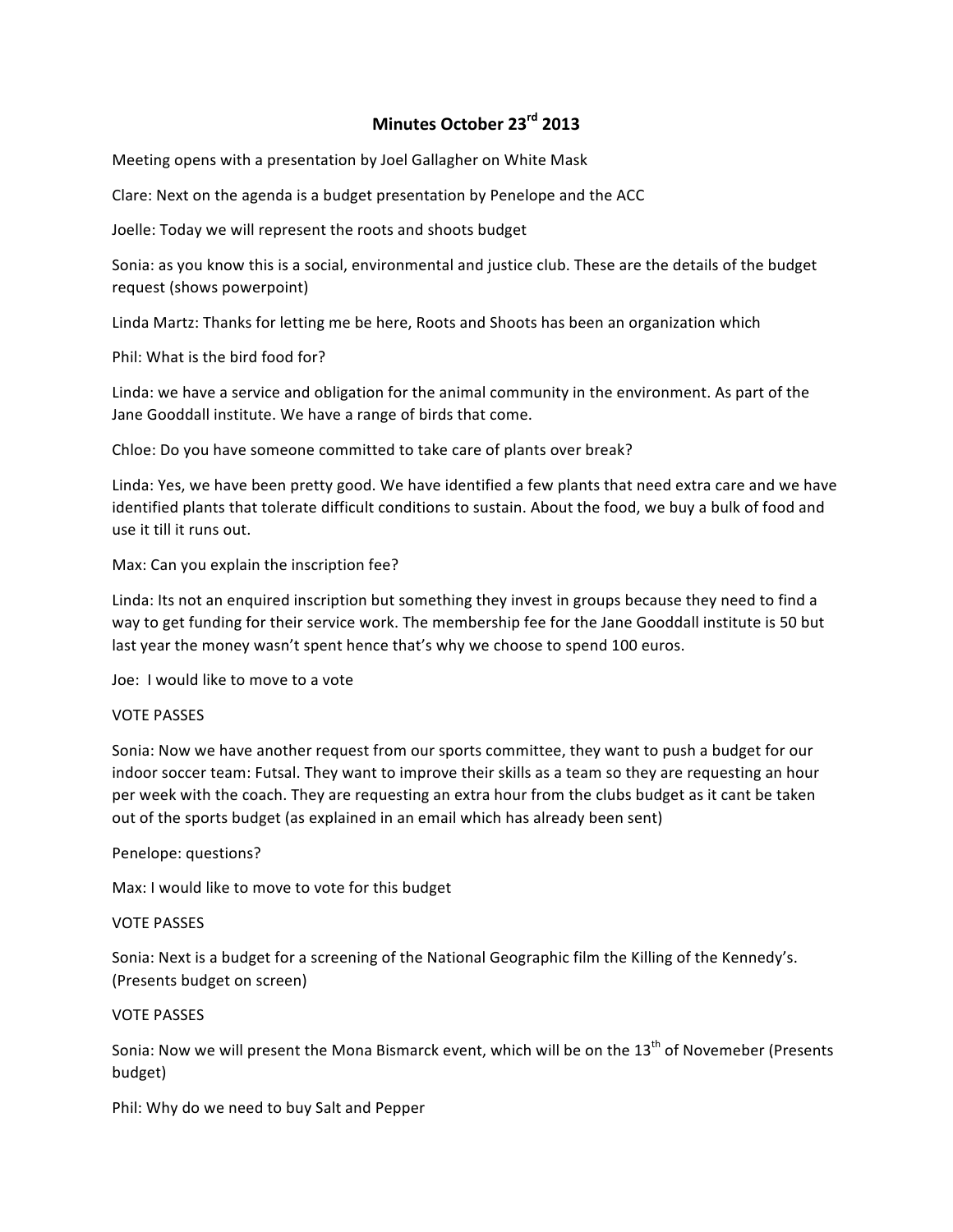# Minutes October 23rd 2013

Meeting opens with a presentation by Joel Gallagher on White Mask

Clare: Next on the agenda is a budget presentation by Penelope and the ACC

Joelle: Today we will represent the roots and shoots budget

Sonia: as you know this is a social, environmental and justice club. These are the details of the budget request (shows powerpoint)

Linda Martz: Thanks for letting me be here, Roots and Shoots has been an organization which

Phil: What is the bird food for?

Linda: we have a service and obligation for the animal community in the environment. As part of the Jane Gooddall institute. We have a range of birds that come.

Chloe: Do you have someone committed to take care of plants over break?

Linda: Yes, we have been pretty good. We have identified a few plants that need extra care and we have identified plants that tolerate difficult conditions to sustain. About the food, we buy a bulk of food and use it till it runs out.

Max: Can you explain the inscription fee?

Linda: Its not an enquired inscription but something they invest in groups because they need to find a way to get funding for their service work. The membership fee for the Jane Gooddall institute is 50 but last year the money wasn't spent hence that's why we choose to spend 100 euros.

Joe: I would like to move to a vote

VOTE PASSES

Sonia: Now we have another request from our sports committee, they want to push a budget for our indoor soccer team: Futsal. They want to improve their skills as a team so they are requesting an hour per week with the coach. They are requesting an extra hour from the clubs budget as it cant be taken out of the sports budget (as explained in an email which has already been sent)

Penelope: questions?

Max: I would like to move to vote for this budget

VOTE PASSES

Sonia: Next is a budget for a screening of the National Geographic film the Killing of the Kennedy's. (Presents budget on screen)

VOTE PASSES

Sonia: Now we will present the Mona Bismarck event, which will be on the 13th of Novemeber (Presents budget)

Phil: Why do we need to buy Salt and Pepper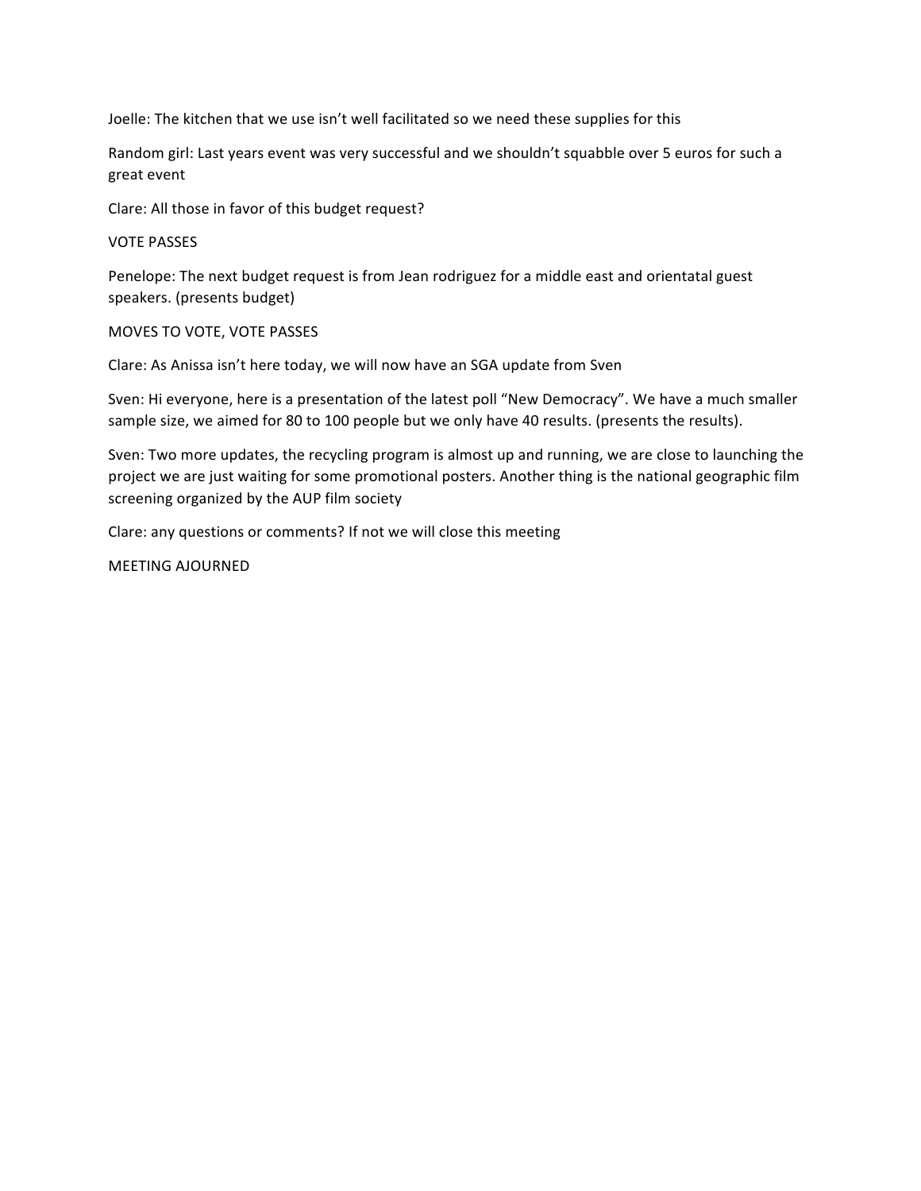Joelle: The kitchen that we use isn't well facilitated so we need these supplies for this

Random girl: Last years event was very successful and we shouldn't squabble over 5 euros for such a great event

Clare: All those in favor of this budget request?

VOTE PASSES

Penelope: The next budget request is from Jean rodriguez for a middle east and orientatal guest speakers. (presents budget)

MOVES TO VOTE, VOTE PASSES

Clare: As Anissa isn't here today, we will now have an SGA update from Sven

Sven: Hi everyone, here is a presentation of the latest poll "New Democracy". We have a much smaller sample size, we aimed for 80 to 100 people but we only have 40 results. (presents the results).

Sven: Two more updates, the recycling program is almost up and running, we are close to launching the project we are just waiting for some promotional posters. Another thing is the national geographic film screening organized by the AUP film society

Clare: any questions or comments? If not we will close this meeting

MEETING AJOURNED